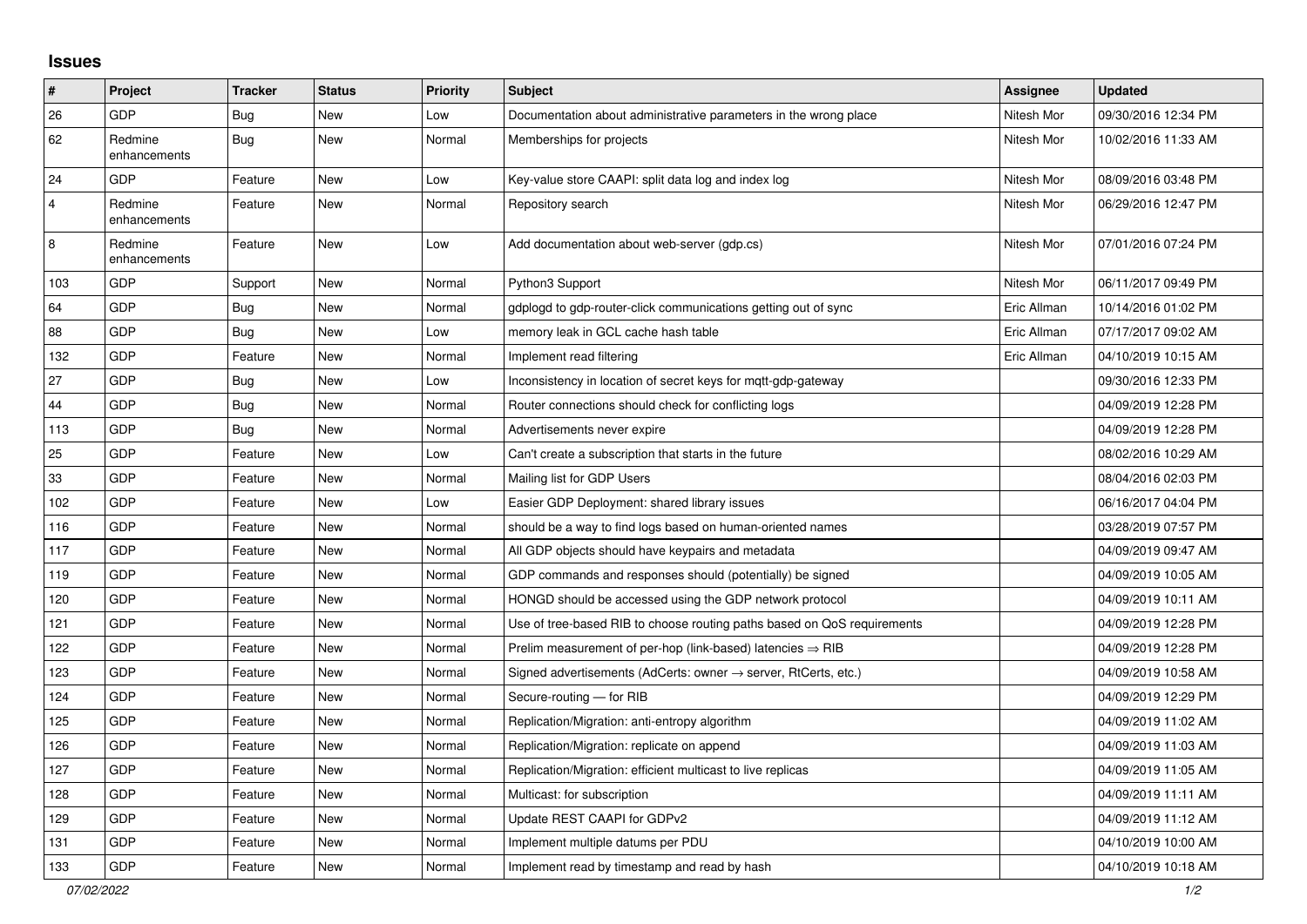# Issues

| # | Project | Tracker | Status | Priority | Subject | Assignee | Updated |
|---|---|---|---|---|---|---|---|
| 26 | GDP | Bug | New | Low | Documentation about administrative parameters in the wrong place | Nitesh Mor | 09/30/2016 12:34 PM |
| 62 | Redmine enhancements | Bug | New | Normal | Memberships for projects | Nitesh Mor | 10/02/2016 11:33 AM |
| 24 | GDP | Feature | New | Low | Key-value store CAAPI: split data log and index log | Nitesh Mor | 08/09/2016 03:48 PM |
| 4 | Redmine enhancements | Feature | New | Normal | Repository search | Nitesh Mor | 06/29/2016 12:47 PM |
| 8 | Redmine enhancements | Feature | New | Low | Add documentation about web-server (gdp.cs) | Nitesh Mor | 07/01/2016 07:24 PM |
| 103 | GDP | Support | New | Normal | Python3 Support | Nitesh Mor | 06/11/2017 09:49 PM |
| 64 | GDP | Bug | New | Normal | gdplogd to gdp-router-click communications getting out of sync | Eric Allman | 10/14/2016 01:02 PM |
| 88 | GDP | Bug | New | Low | memory leak in GCL cache hash table | Eric Allman | 07/17/2017 09:02 AM |
| 132 | GDP | Feature | New | Normal | Implement read filtering | Eric Allman | 04/10/2019 10:15 AM |
| 27 | GDP | Bug | New | Low | Inconsistency in location of secret keys for mqtt-gdp-gateway | | 09/30/2016 12:33 PM |
| 44 | GDP | Bug | New | Normal | Router connections should check for conflicting logs | | 04/09/2019 12:28 PM |
| 113 | GDP | Bug | New | Normal | Advertisements never expire | | 04/09/2019 12:28 PM |
| 25 | GDP | Feature | New | Low | Can't create a subscription that starts in the future | | 08/02/2016 10:29 AM |
| 33 | GDP | Feature | New | Normal | Mailing list for GDP Users | | 08/04/2016 02:03 PM |
| 102 | GDP | Feature | New | Low | Easier GDP Deployment: shared library issues | | 06/16/2017 04:04 PM |
| 116 | GDP | Feature | New | Normal | should be a way to find logs based on human-oriented names | | 03/28/2019 07:57 PM |
| 117 | GDP | Feature | New | Normal | All GDP objects should have keypairs and metadata | | 04/09/2019 09:47 AM |
| 119 | GDP | Feature | New | Normal | GDP commands and responses should (potentially) be signed | | 04/09/2019 10:05 AM |
| 120 | GDP | Feature | New | Normal | HONGD should be accessed using the GDP network protocol | | 04/09/2019 10:11 AM |
| 121 | GDP | Feature | New | Normal | Use of tree-based RIB to choose routing paths based on QoS requirements | | 04/09/2019 12:28 PM |
| 122 | GDP | Feature | New | Normal | Prelim measurement of per-hop (link-based) latencies ⇒ RIB | | 04/09/2019 12:28 PM |
| 123 | GDP | Feature | New | Normal | Signed advertisements (AdCerts: owner → server, RtCerts, etc.) | | 04/09/2019 10:58 AM |
| 124 | GDP | Feature | New | Normal | Secure-routing — for RIB | | 04/09/2019 12:29 PM |
| 125 | GDP | Feature | New | Normal | Replication/Migration: anti-entropy algorithm | | 04/09/2019 11:02 AM |
| 126 | GDP | Feature | New | Normal | Replication/Migration: replicate on append | | 04/09/2019 11:03 AM |
| 127 | GDP | Feature | New | Normal | Replication/Migration: efficient multicast to live replicas | | 04/09/2019 11:05 AM |
| 128 | GDP | Feature | New | Normal | Multicast: for subscription | | 04/09/2019 11:11 AM |
| 129 | GDP | Feature | New | Normal | Update REST CAAPI for GDPv2 | | 04/09/2019 11:12 AM |
| 131 | GDP | Feature | New | Normal | Implement multiple datums per PDU | | 04/10/2019 10:00 AM |
| 133 | GDP | Feature | New | Normal | Implement read by timestamp and read by hash | | 04/10/2019 10:18 AM |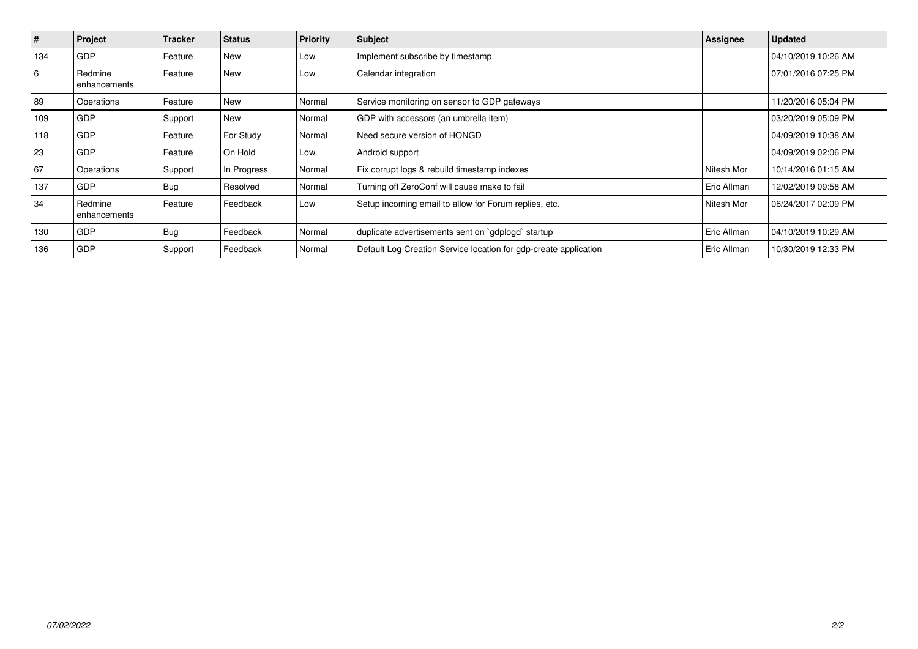| # | Project | Tracker | Status | Priority | Subject | Assignee | Updated |
| --- | --- | --- | --- | --- | --- | --- | --- |
| 134 | GDP | Feature | New | Low | Implement subscribe by timestamp | | 04/10/2019 10:26 AM |
| 6 | Redmine enhancements | Feature | New | Low | Calendar integration | | 07/01/2016 07:25 PM |
| 89 | Operations | Feature | New | Normal | Service monitoring on sensor to GDP gateways | | 11/20/2016 05:04 PM |
| 109 | GDP | Support | New | Normal | GDP with accessors (an umbrella item) | | 03/20/2019 05:09 PM |
| 118 | GDP | Feature | For Study | Normal | Need secure version of HONGD | | 04/09/2019 10:38 AM |
| 23 | GDP | Feature | On Hold | Low | Android support | | 04/09/2019 02:06 PM |
| 67 | Operations | Support | In Progress | Normal | Fix corrupt logs & rebuild timestamp indexes | Nitesh Mor | 10/14/2016 01:15 AM |
| 137 | GDP | Bug | Resolved | Normal | Turning off ZeroConf will cause make to fail | Eric Allman | 12/02/2019 09:58 AM |
| 34 | Redmine enhancements | Feature | Feedback | Low | Setup incoming email to allow for Forum replies, etc. | Nitesh Mor | 06/24/2017 02:09 PM |
| 130 | GDP | Bug | Feedback | Normal | duplicate advertisements sent on `gdplogd` startup | Eric Allman | 04/10/2019 10:29 AM |
| 136 | GDP | Support | Feedback | Normal | Default Log Creation Service location for gdp-create application | Eric Allman | 10/30/2019 12:33 PM |